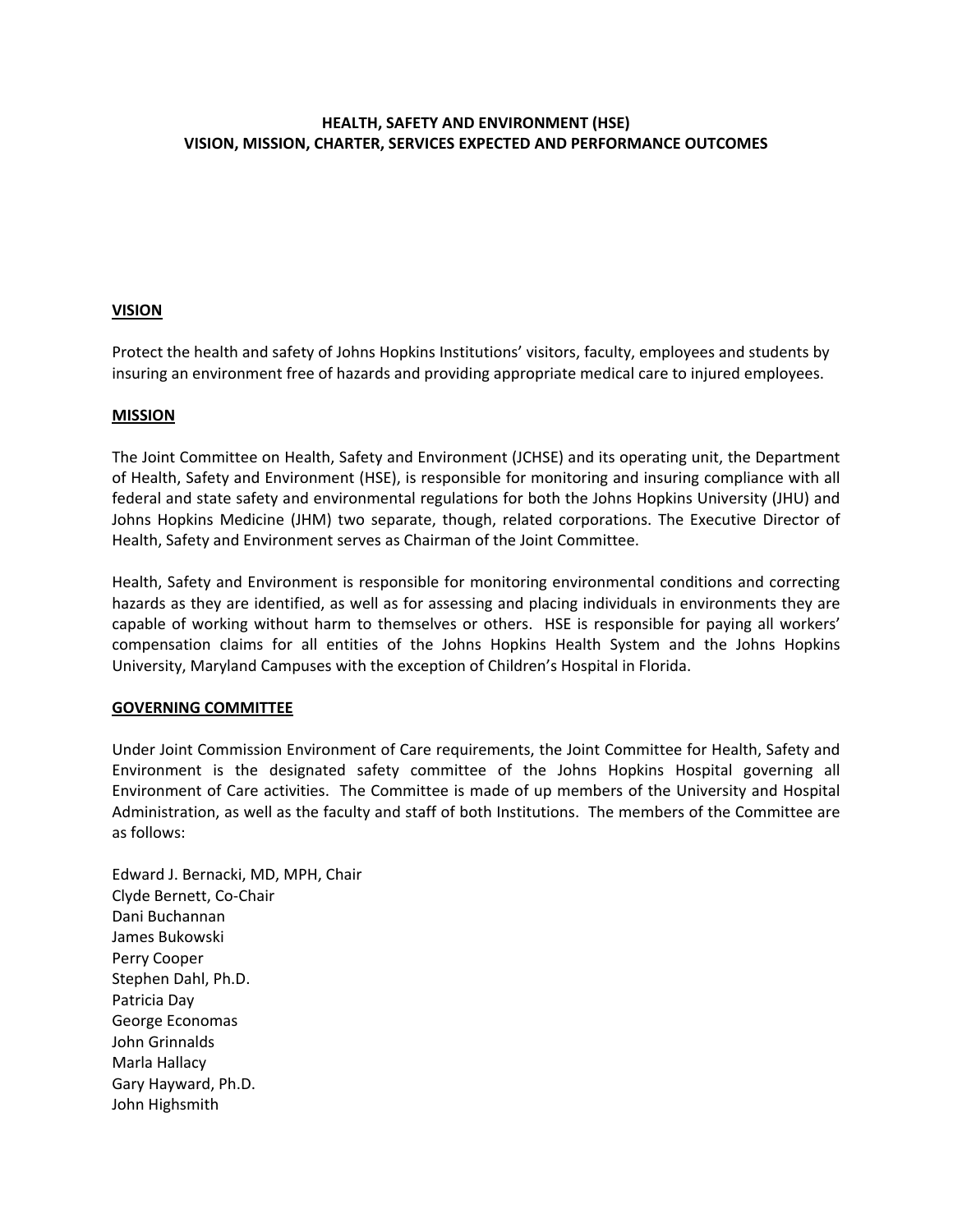# HEALTH, SAFETY AND ENVIRONMENT (HSE)
# VISION, MISSION, CHARTER, SERVICES EXPECTED AND PERFORMANCE OUTCOMES

## VISION

Protect the health and safety of Johns Hopkins Institutions' visitors, faculty, employees and students by insuring an environment free of hazards and providing appropriate medical care to injured employees.

## MISSION

The Joint Committee on Health, Safety and Environment (JCHSE) and its operating unit, the Department of Health, Safety and Environment (HSE), is responsible for monitoring and insuring compliance with all federal and state safety and environmental regulations for both the Johns Hopkins University (JHU) and Johns Hopkins Medicine (JHM) two separate, though, related corporations. The Executive Director of Health, Safety and Environment serves as Chairman of the Joint Committee.

Health, Safety and Environment is responsible for monitoring environmental conditions and correcting hazards as they are identified, as well as for assessing and placing individuals in environments they are capable of working without harm to themselves or others. HSE is responsible for paying all workers' compensation claims for all entities of the Johns Hopkins Health System and the Johns Hopkins University, Maryland Campuses with the exception of Children's Hospital in Florida.

## GOVERNING COMMITTEE

Under Joint Commission Environment of Care requirements, the Joint Committee for Health, Safety and Environment is the designated safety committee of the Johns Hopkins Hospital governing all Environment of Care activities. The Committee is made of up members of the University and Hospital Administration, as well as the faculty and staff of both Institutions. The members of the Committee are as follows:

Edward J. Bernacki, MD, MPH, Chair
Clyde Bernett, Co-Chair
Dani Buchannan
James Bukowski
Perry Cooper
Stephen Dahl, Ph.D.
Patricia Day
George Economas
John Grinnalds
Marla Hallacy
Gary Hayward, Ph.D.
John Highsmith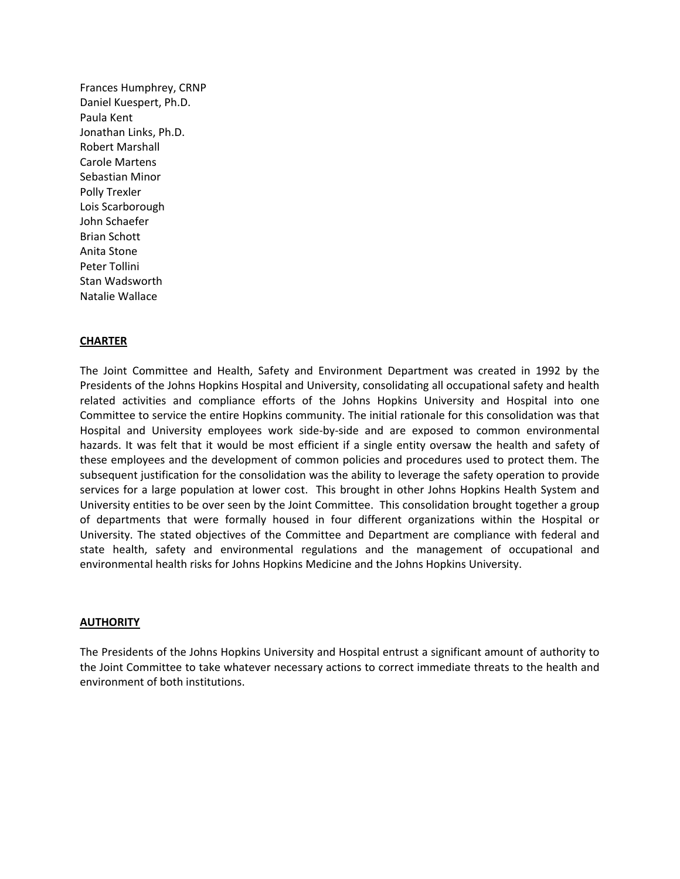Frances Humphrey, CRNP
Daniel Kuespert, Ph.D.
Paula Kent
Jonathan Links, Ph.D.
Robert Marshall
Carole Martens
Sebastian Minor
Polly Trexler
Lois Scarborough
John Schaefer
Brian Schott
Anita Stone
Peter Tollini
Stan Wadsworth
Natalie Wallace

## CHARTER

The Joint Committee and Health, Safety and Environment Department was created in 1992 by the Presidents of the Johns Hopkins Hospital and University, consolidating all occupational safety and health related activities and compliance efforts of the Johns Hopkins University and Hospital into one Committee to service the entire Hopkins community. The initial rationale for this consolidation was that Hospital and University employees work side-by-side and are exposed to common environmental hazards. It was felt that it would be most efficient if a single entity oversaw the health and safety of these employees and the development of common policies and procedures used to protect them. The subsequent justification for the consolidation was the ability to leverage the safety operation to provide services for a large population at lower cost. This brought in other Johns Hopkins Health System and University entities to be over seen by the Joint Committee. This consolidation brought together a group of departments that were formally housed in four different organizations within the Hospital or University. The stated objectives of the Committee and Department are compliance with federal and state health, safety and environmental regulations and the management of occupational and environmental health risks for Johns Hopkins Medicine and the Johns Hopkins University.

## AUTHORITY

The Presidents of the Johns Hopkins University and Hospital entrust a significant amount of authority to the Joint Committee to take whatever necessary actions to correct immediate threats to the health and environment of both institutions.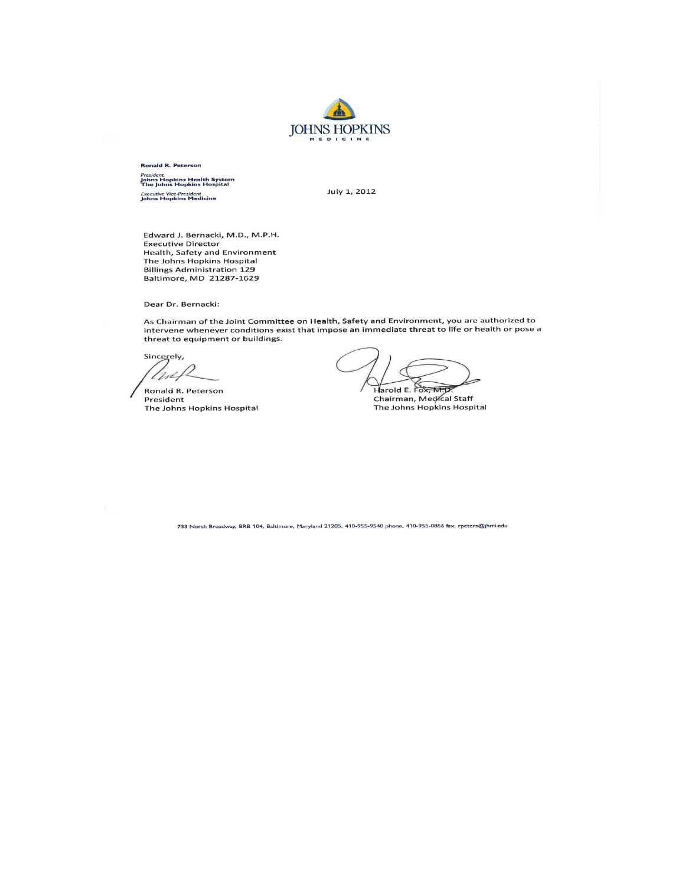JOHNS HOPKINS
MEDICINE

**Ronald R. Peterson**

*President*
**Johns Hopkins Health System**
**The Johns Hopkins Hospital**

*Executive Vice-President*
**Johns Hopkins Medicine**

July 1, 2012

Edward J. Bernacki, M.D., M.P.H.
Executive Director
Health, Safety and Environment
The Johns Hopkins Hospital
Billings Administration 129
Baltimore, MD 21287-1629

Dear Dr. Bernacki:

As Chairman of the Joint Committee on Health, Safety and Environment, you are authorized to intervene whenever conditions exist that impose an immediate threat to life or health or pose a threat to equipment or buildings.

Sincerely,

Ronald R. Peterson
President
The Johns Hopkins Hospital

Harold E. Fox, M.D.
Chairman, Medical Staff
The Johns Hopkins Hospital

733 North Broadway, BRB 104, Baltimore, Maryland 21205, 410-955-9540 phone, 410-955-0856 fax, rpeters@jhmi.edu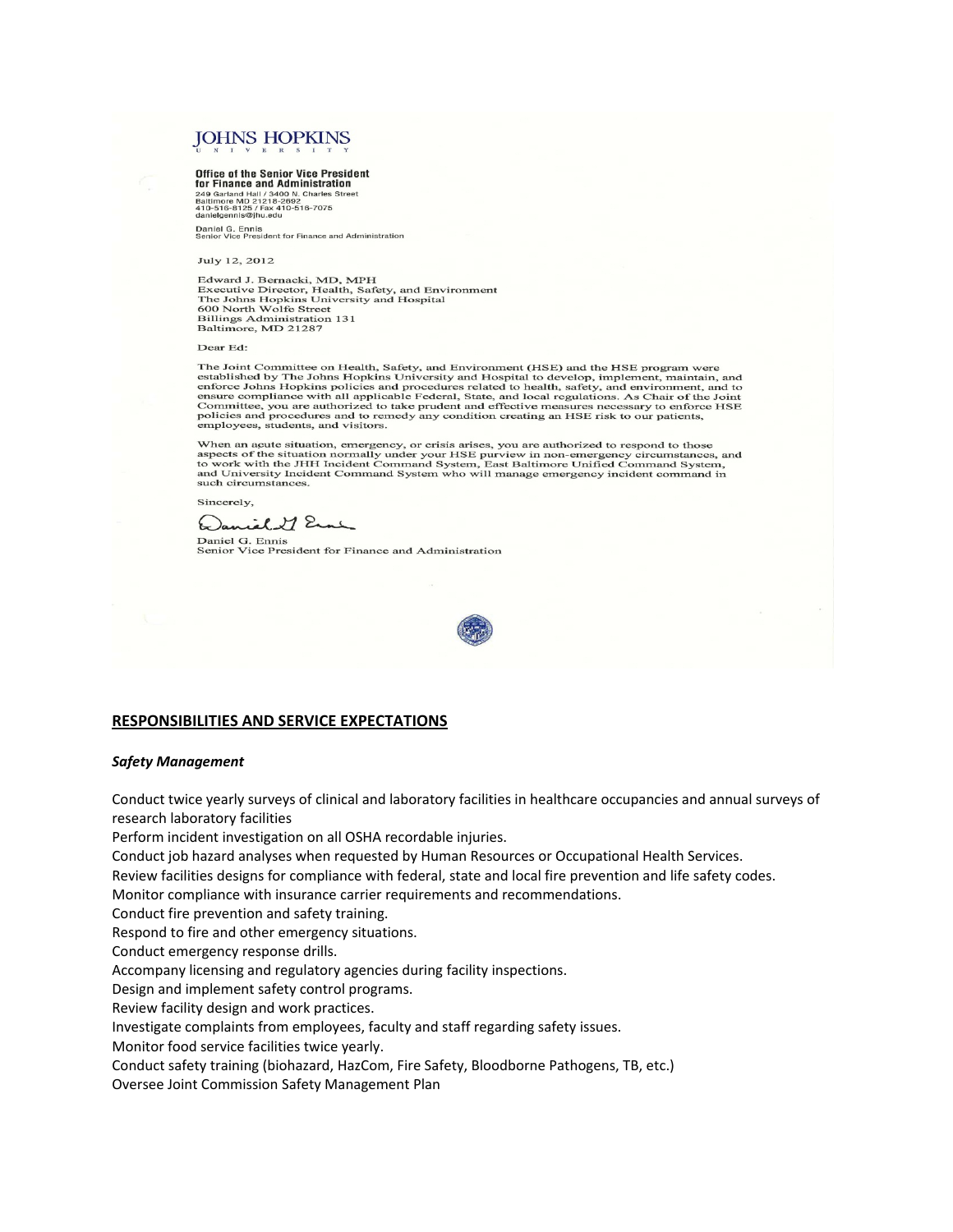**JOHNS HOPKINS**
UNIVERSITY

**Office of the Senior Vice President for Finance and Administration**
249 Garland Hall / 3400 N. Charles Street
Baltimore MD 21218-2692
410-516-8125 / Fax 410-516-7075
danielgennis@jhu.edu

Daniel G. Ennis
Senior Vice President for Finance and Administration

July 12, 2012

Edward J. Bernacki, MD, MPH
Executive Director, Health, Safety, and Environment
The Johns Hopkins University and Hospital
600 North Wolfe Street
Billings Administration 131
Baltimore, MD 21287

Dear Ed:

The Joint Committee on Health, Safety, and Environment (HSE) and the HSE program were established by The Johns Hopkins University and Hospital to develop, implement, maintain, and enforce Johns Hopkins policies and procedures related to health, safety, and environment, and to ensure compliance with all applicable Federal, State, and local regulations. As Chair of the Joint Committee, you are authorized to take prudent and effective measures necessary to enforce HSE policies and procedures and to remedy any condition creating an HSE risk to our patients, employees, students, and visitors.

When an acute situation, emergency, or crisis arises, you are authorized to respond to those aspects of the situation normally under your HSE purview in non-emergency circumstances, and to work with the JHH Incident Command System, East Baltimore Unified Command System, and University Incident Command System who will manage emergency incident command in such circumstances.

Sincerely,

Daniel G. Ennis
Senior Vice President for Finance and Administration

## RESPONSIBILITIES AND SERVICE EXPECTATIONS

### *Safety Management*

Conduct twice yearly surveys of clinical and laboratory facilities in healthcare occupancies and annual surveys of research laboratory facilities
Perform incident investigation on all OSHA recordable injuries.
Conduct job hazard analyses when requested by Human Resources or Occupational Health Services.
Review facilities designs for compliance with federal, state and local fire prevention and life safety codes.
Monitor compliance with insurance carrier requirements and recommendations.
Conduct fire prevention and safety training.
Respond to fire and other emergency situations.
Conduct emergency response drills.
Accompany licensing and regulatory agencies during facility inspections.
Design and implement safety control programs.
Review facility design and work practices.
Investigate complaints from employees, faculty and staff regarding safety issues.
Monitor food service facilities twice yearly.
Conduct safety training (biohazard, HazCom, Fire Safety, Bloodborne Pathogens, TB, etc.)
Oversee Joint Commission Safety Management Plan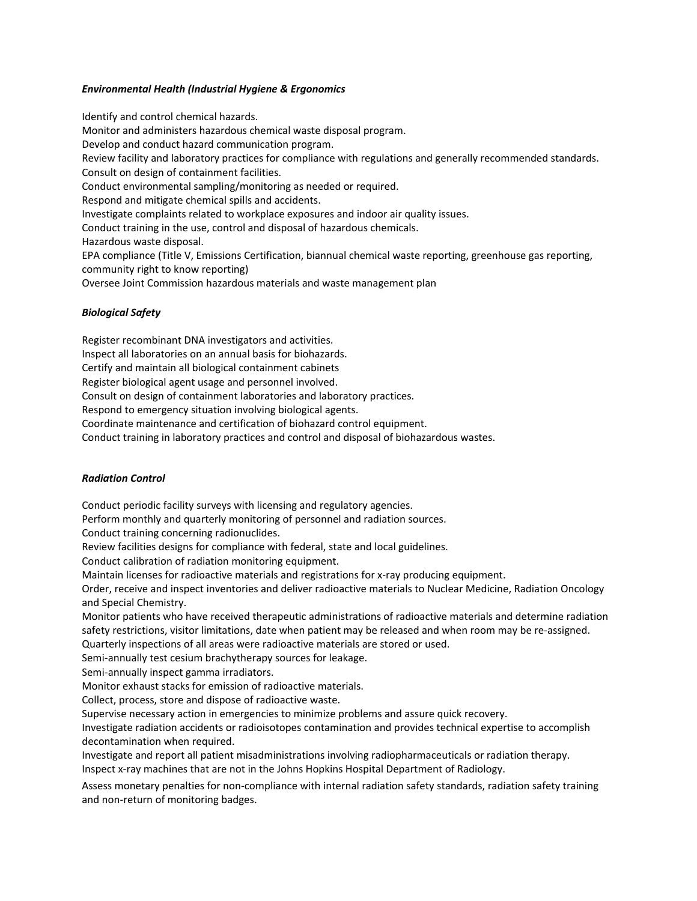***Environmental Health (Industrial Hygiene & Ergonomics***

Identify and control chemical hazards.
Monitor and administers hazardous chemical waste disposal program.
Develop and conduct hazard communication program.
Review facility and laboratory practices for compliance with regulations and generally recommended standards.
Consult on design of containment facilities.
Conduct environmental sampling/monitoring as needed or required.
Respond and mitigate chemical spills and accidents.
Investigate complaints related to workplace exposures and indoor air quality issues.
Conduct training in the use, control and disposal of hazardous chemicals.
Hazardous waste disposal.
EPA compliance (Title V, Emissions Certification, biannual chemical waste reporting, greenhouse gas reporting, community right to know reporting)
Oversee Joint Commission hazardous materials and waste management plan

***Biological Safety***

Register recombinant DNA investigators and activities.
Inspect all laboratories on an annual basis for biohazards.
Certify and maintain all biological containment cabinets
Register biological agent usage and personnel involved.
Consult on design of containment laboratories and laboratory practices.
Respond to emergency situation involving biological agents.
Coordinate maintenance and certification of biohazard control equipment.
Conduct training in laboratory practices and control and disposal of biohazardous wastes.

***Radiation Control***

Conduct periodic facility surveys with licensing and regulatory agencies.
Perform monthly and quarterly monitoring of personnel and radiation sources.
Conduct training concerning radionuclides.
Review facilities designs for compliance with federal, state and local guidelines.
Conduct calibration of radiation monitoring equipment.
Maintain licenses for radioactive materials and registrations for x-ray producing equipment.
Order, receive and inspect inventories and deliver radioactive materials to Nuclear Medicine, Radiation Oncology and Special Chemistry.
Monitor patients who have received therapeutic administrations of radioactive materials and determine radiation safety restrictions, visitor limitations, date when patient may be released and when room may be re-assigned.
Quarterly inspections of all areas were radioactive materials are stored or used.
Semi-annually test cesium brachytherapy sources for leakage.
Semi-annually inspect gamma irradiators.
Monitor exhaust stacks for emission of radioactive materials.
Collect, process, store and dispose of radioactive waste.
Supervise necessary action in emergencies to minimize problems and assure quick recovery.
Investigate radiation accidents or radioisotopes contamination and provides technical expertise to accomplish decontamination when required.
Investigate and report all patient misadministrations involving radiopharmaceuticals or radiation therapy.
Inspect x-ray machines that are not in the Johns Hopkins Hospital Department of Radiology.
Assess monetary penalties for non-compliance with internal radiation safety standards, radiation safety training and non-return of monitoring badges.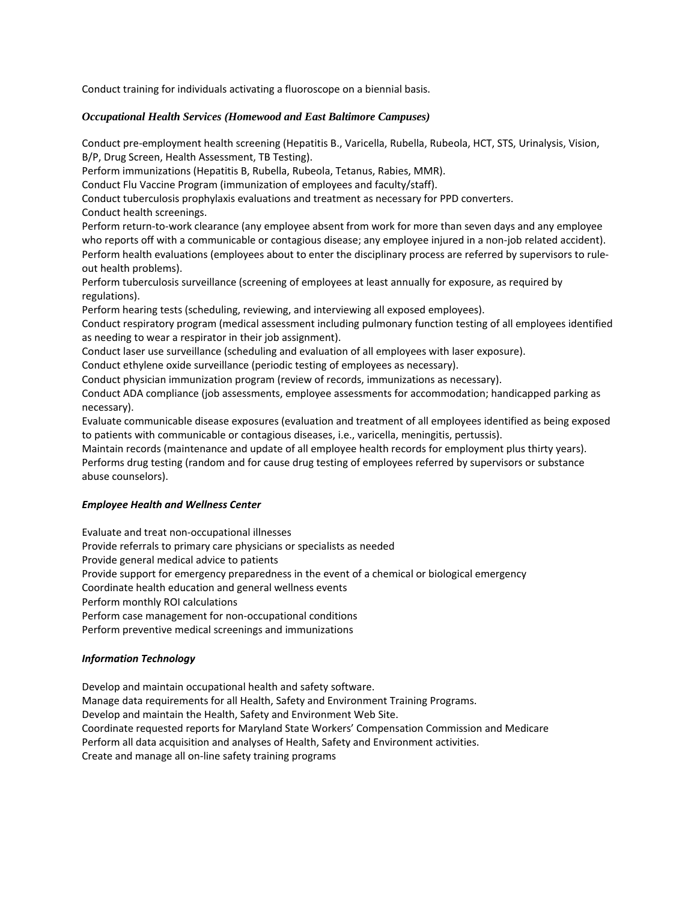Conduct training for individuals activating a fluoroscope on a biennial basis.

### *Occupational Health Services (Homewood and East Baltimore Campuses)*

Conduct pre-employment health screening (Hepatitis B., Varicella, Rubella, Rubeola, HCT, STS, Urinalysis, Vision, B/P, Drug Screen, Health Assessment, TB Testing).
Perform immunizations (Hepatitis B, Rubella, Rubeola, Tetanus, Rabies, MMR).
Conduct Flu Vaccine Program (immunization of employees and faculty/staff).
Conduct tuberculosis prophylaxis evaluations and treatment as necessary for PPD converters.
Conduct health screenings.
Perform return-to-work clearance (any employee absent from work for more than seven days and any employee who reports off with a communicable or contagious disease; any employee injured in a non-job related accident).
Perform health evaluations (employees about to enter the disciplinary process are referred by supervisors to rule-out health problems).
Perform tuberculosis surveillance (screening of employees at least annually for exposure, as required by regulations).
Perform hearing tests (scheduling, reviewing, and interviewing all exposed employees).
Conduct respiratory program (medical assessment including pulmonary function testing of all employees identified as needing to wear a respirator in their job assignment).
Conduct laser use surveillance (scheduling and evaluation of all employees with laser exposure).
Conduct ethylene oxide surveillance (periodic testing of employees as necessary).
Conduct physician immunization program (review of records, immunizations as necessary).
Conduct ADA compliance (job assessments, employee assessments for accommodation; handicapped parking as necessary).
Evaluate communicable disease exposures (evaluation and treatment of all employees identified as being exposed to patients with communicable or contagious diseases, i.e., varicella, meningitis, pertussis).
Maintain records (maintenance and update of all employee health records for employment plus thirty years).
Performs drug testing (random and for cause drug testing of employees referred by supervisors or substance abuse counselors).

### *Employee Health and Wellness Center*

Evaluate and treat non-occupational illnesses
Provide referrals to primary care physicians or specialists as needed
Provide general medical advice to patients
Provide support for emergency preparedness in the event of a chemical or biological emergency
Coordinate health education and general wellness events
Perform monthly ROI calculations
Perform case management for non-occupational conditions
Perform preventive medical screenings and immunizations

### *Information Technology*

Develop and maintain occupational health and safety software.
Manage data requirements for all Health, Safety and Environment Training Programs.
Develop and maintain the Health, Safety and Environment Web Site.
Coordinate requested reports for Maryland State Workers' Compensation Commission and Medicare
Perform all data acquisition and analyses of Health, Safety and Environment activities.
Create and manage all on-line safety training programs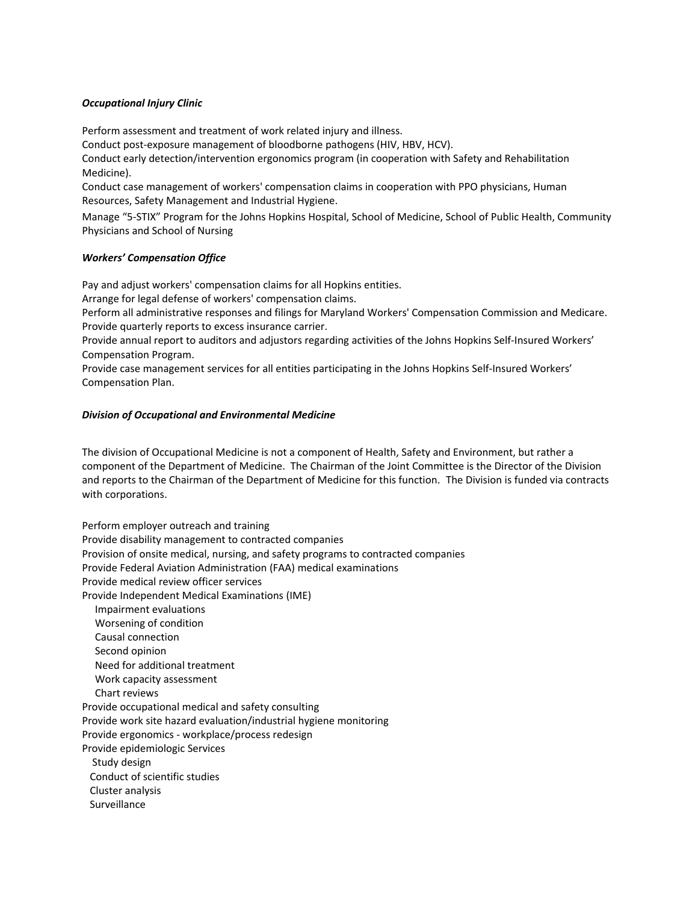***Occupational Injury Clinic***

Perform assessment and treatment of work related injury and illness.
Conduct post-exposure management of bloodborne pathogens (HIV, HBV, HCV).
Conduct early detection/intervention ergonomics program (in cooperation with Safety and Rehabilitation Medicine).
Conduct case management of workers' compensation claims in cooperation with PPO physicians, Human Resources, Safety Management and Industrial Hygiene.
Manage "5-STIX" Program for the Johns Hopkins Hospital, School of Medicine, School of Public Health, Community Physicians and School of Nursing

***Workers' Compensation Office***

Pay and adjust workers' compensation claims for all Hopkins entities.
Arrange for legal defense of workers' compensation claims.
Perform all administrative responses and filings for Maryland Workers' Compensation Commission and Medicare.
Provide quarterly reports to excess insurance carrier.
Provide annual report to auditors and adjustors regarding activities of the Johns Hopkins Self-Insured Workers' Compensation Program.
Provide case management services for all entities participating in the Johns Hopkins Self-Insured Workers' Compensation Plan.

***Division of Occupational and Environmental Medicine***

The division of Occupational Medicine is not a component of Health, Safety and Environment, but rather a component of the Department of Medicine. The Chairman of the Joint Committee is the Director of the Division and reports to the Chairman of the Department of Medicine for this function. The Division is funded via contracts with corporations.

Perform employer outreach and training
Provide disability management to contracted companies
Provision of onsite medical, nursing, and safety programs to contracted companies
Provide Federal Aviation Administration (FAA) medical examinations
Provide medical review officer services
Provide Independent Medical Examinations (IME)
- Impairment evaluations
- Worsening of condition
- Causal connection
- Second opinion
- Need for additional treatment
- Work capacity assessment
- Chart reviews

Provide occupational medical and safety consulting
Provide work site hazard evaluation/industrial hygiene monitoring
Provide ergonomics - workplace/process redesign
Provide epidemiologic Services
- Study design
- Conduct of scientific studies
- Cluster analysis
- Surveillance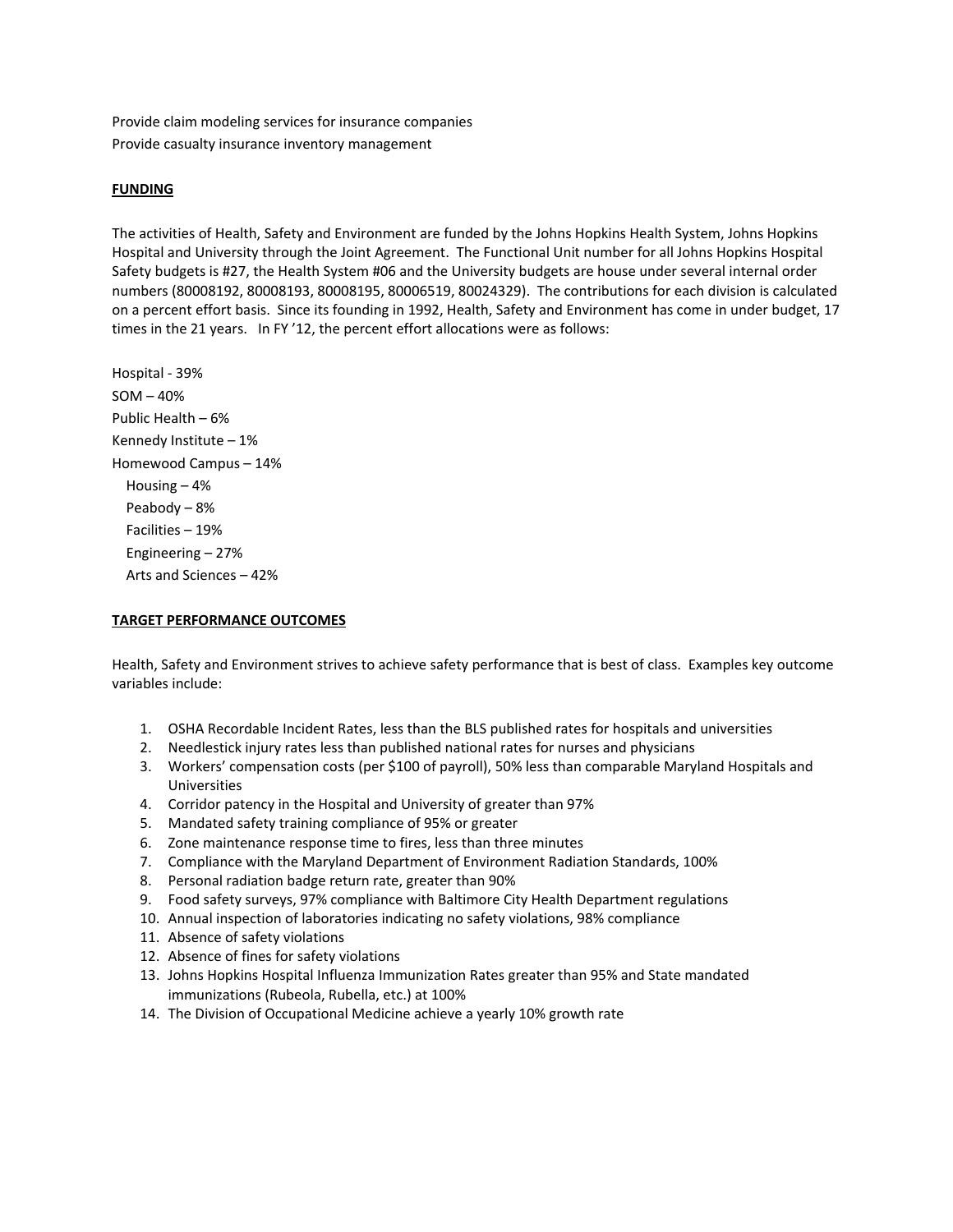Provide claim modeling services for insurance companies
Provide casualty insurance inventory management

**FUNDING**

The activities of Health, Safety and Environment are funded by the Johns Hopkins Health System, Johns Hopkins Hospital and University through the Joint Agreement. The Functional Unit number for all Johns Hopkins Hospital Safety budgets is #27, the Health System #06 and the University budgets are house under several internal order numbers (80008192, 80008193, 80008195, 80006519, 80024329). The contributions for each division is calculated on a percent effort basis. Since its founding in 1992, Health, Safety and Environment has come in under budget, 17 times in the 21 years. In FY '12, the percent effort allocations were as follows:

Hospital - 39%
SOM – 40%
Public Health – 6%
Kennedy Institute – 1%
Homewood Campus – 14%
- Housing – 4%
- Peabody – 8%
- Facilities – 19%
- Engineering – 27%
- Arts and Sciences – 42%

**TARGET PERFORMANCE OUTCOMES**

Health, Safety and Environment strives to achieve safety performance that is best of class. Examples key outcome variables include:

1. OSHA Recordable Incident Rates, less than the BLS published rates for hospitals and universities
2. Needlestick injury rates less than published national rates for nurses and physicians
3. Workers' compensation costs (per $100 of payroll), 50% less than comparable Maryland Hospitals and Universities
4. Corridor patency in the Hospital and University of greater than 97%
5. Mandated safety training compliance of 95% or greater
6. Zone maintenance response time to fires, less than three minutes
7. Compliance with the Maryland Department of Environment Radiation Standards, 100%
8. Personal radiation badge return rate, greater than 90%
9. Food safety surveys, 97% compliance with Baltimore City Health Department regulations
10. Annual inspection of laboratories indicating no safety violations, 98% compliance
11. Absence of safety violations
12. Absence of fines for safety violations
13. Johns Hopkins Hospital Influenza Immunization Rates greater than 95% and State mandated immunizations (Rubeola, Rubella, etc.) at 100%
14. The Division of Occupational Medicine achieve a yearly 10% growth rate